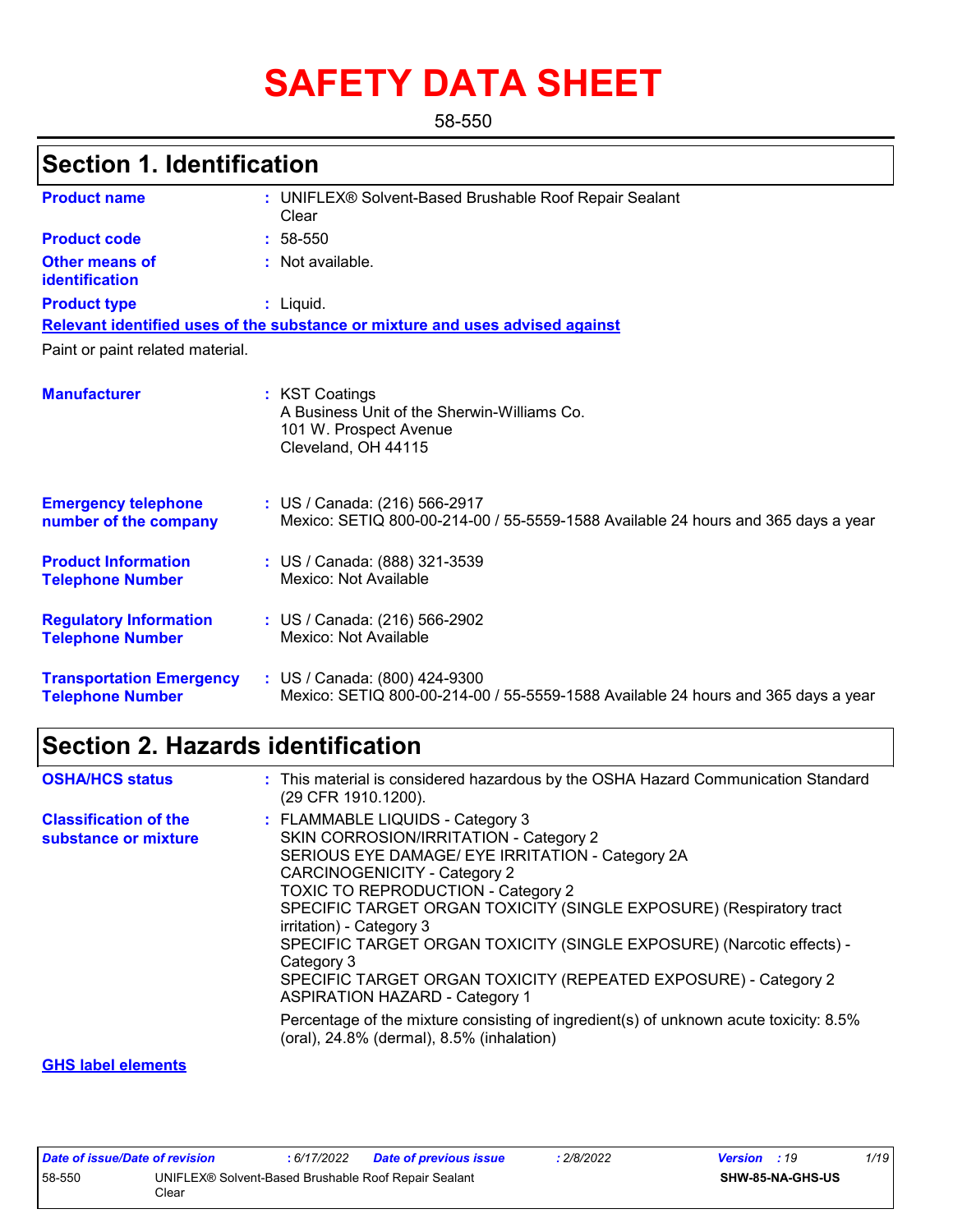# SAFETY DATA SHEET

58-550

## Section 1. Identification

| | |
|---|---|
| **Product name** | : UNIFLEX® Solvent-Based Brushable Roof Repair Sealant Clear |
| **Product code** | : 58-550 |
| **Other means of identification** | : Not available. |
| **Product type** | : Liquid. |

**Relevant identified uses of the substance or mixture and uses advised against**

Paint or paint related material.

| | |
|---|---|
| **Manufacturer** | : KST Coatings<br>A Business Unit of the Sherwin-Williams Co.<br>101 W. Prospect Avenue<br>Cleveland, OH 44115 |
| **Emergency telephone number of the company** | : US / Canada: (216) 566-2917<br>Mexico: SETIQ 800-00-214-00 / 55-5559-1588 Available 24 hours and 365 days a year |
| **Product Information Telephone Number** | : US / Canada: (888) 321-3539<br>Mexico: Not Available |
| **Regulatory Information Telephone Number** | : US / Canada: (216) 566-2902<br>Mexico: Not Available |
| **Transportation Emergency Telephone Number** | : US / Canada: (800) 424-9300<br>Mexico: SETIQ 800-00-214-00 / 55-5559-1588 Available 24 hours and 365 days a year |

## Section 2. Hazards identification

| | |
|---|---|
| **OSHA/HCS status** | : This material is considered hazardous by the OSHA Hazard Communication Standard (29 CFR 1910.1200). |
| **Classification of the substance or mixture** | : FLAMMABLE LIQUIDS - Category 3<br>SKIN CORROSION/IRRITATION - Category 2<br>SERIOUS EYE DAMAGE/ EYE IRRITATION - Category 2A<br>CARCINOGENICITY - Category 2<br>TOXIC TO REPRODUCTION - Category 2<br>SPECIFIC TARGET ORGAN TOXICITY (SINGLE EXPOSURE) (Respiratory tract irritation) - Category 3<br>SPECIFIC TARGET ORGAN TOXICITY (SINGLE EXPOSURE) (Narcotic effects) - Category 3<br>SPECIFIC TARGET ORGAN TOXICITY (REPEATED EXPOSURE) - Category 2<br>ASPIRATION HAZARD - Category 1<br><br>Percentage of the mixture consisting of ingredient(s) of unknown acute toxicity: 8.5% (oral), 24.8% (dermal), 8.5% (inhalation) |

**GHS label elements**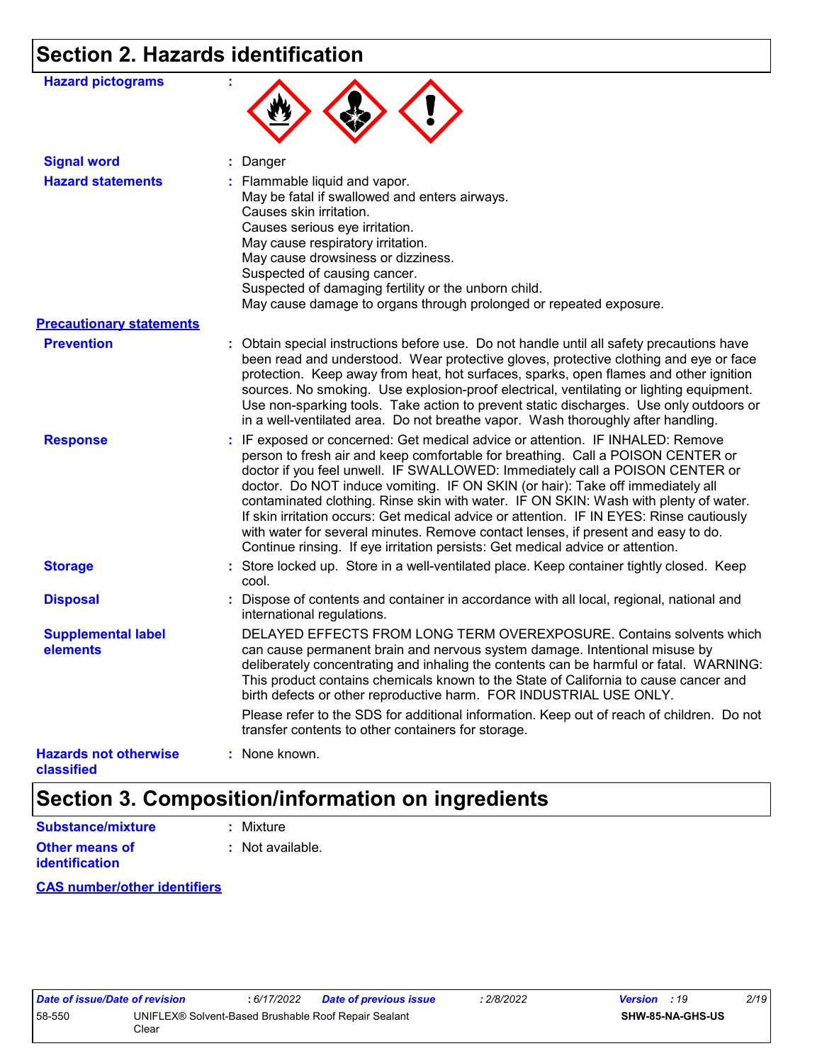## Section 2. Hazards identification

**Hazard pictograms** :

**Signal word** : Danger

**Hazard statements** : Flammable liquid and vapor.
May be fatal if swallowed and enters airways.
Causes skin irritation.
Causes serious eye irritation.
May cause respiratory irritation.
May cause drowsiness or dizziness.
Suspected of causing cancer.
Suspected of damaging fertility or the unborn child.
May cause damage to organs through prolonged or repeated exposure.

**Precautionary statements**

**Prevention** : Obtain special instructions before use. Do not handle until all safety precautions have been read and understood. Wear protective gloves, protective clothing and eye or face protection. Keep away from heat, hot surfaces, sparks, open flames and other ignition sources. No smoking. Use explosion-proof electrical, ventilating or lighting equipment. Use non-sparking tools. Take action to prevent static discharges. Use only outdoors or in a well-ventilated area. Do not breathe vapor. Wash thoroughly after handling.

**Response** : IF exposed or concerned: Get medical advice or attention. IF INHALED: Remove person to fresh air and keep comfortable for breathing. Call a POISON CENTER or doctor if you feel unwell. IF SWALLOWED: Immediately call a POISON CENTER or doctor. Do NOT induce vomiting. IF ON SKIN (or hair): Take off immediately all contaminated clothing. Rinse skin with water. IF ON SKIN: Wash with plenty of water. If skin irritation occurs: Get medical advice or attention. IF IN EYES: Rinse cautiously with water for several minutes. Remove contact lenses, if present and easy to do. Continue rinsing. If eye irritation persists: Get medical advice or attention.

**Storage** : Store locked up. Store in a well-ventilated place. Keep container tightly closed. Keep cool.

**Disposal** : Dispose of contents and container in accordance with all local, regional, national and international regulations.

**Supplemental label elements** DELAYED EFFECTS FROM LONG TERM OVEREXPOSURE. Contains solvents which can cause permanent brain and nervous system damage. Intentional misuse by deliberately concentrating and inhaling the contents can be harmful or fatal. WARNING: This product contains chemicals known to the State of California to cause cancer and birth defects or other reproductive harm. FOR INDUSTRIAL USE ONLY.

Please refer to the SDS for additional information. Keep out of reach of children. Do not transfer contents to other containers for storage.

**Hazards not otherwise classified** : None known.

## Section 3. Composition/information on ingredients

**Substance/mixture** : Mixture

**Other means of identification** : Not available.

**CAS number/other identifiers**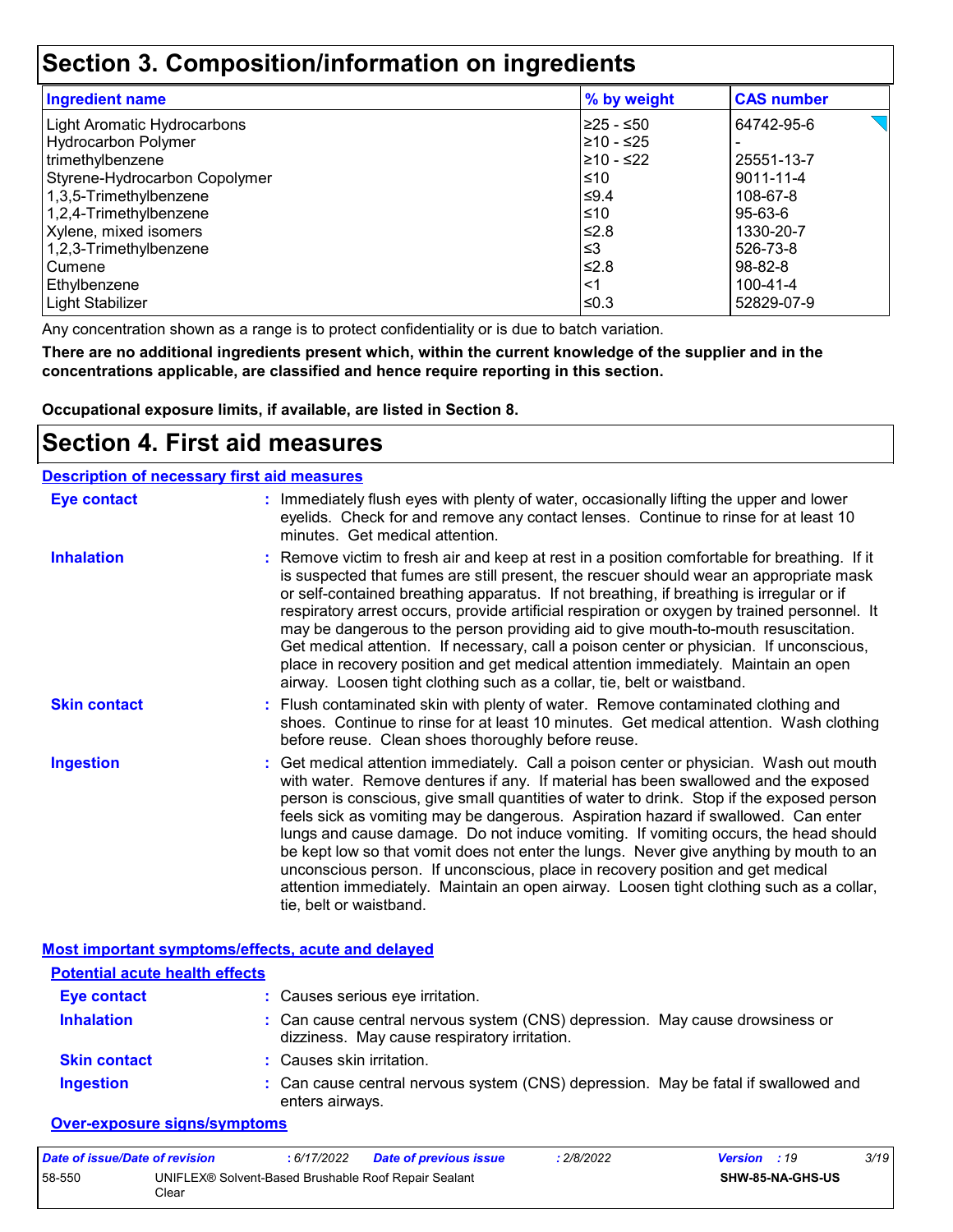# Section 3. Composition/information on ingredients

| Ingredient name | % by weight | CAS number |
| --- | --- | --- |
| Light Aromatic Hydrocarbons | ≥25 - ≤50 | 64742-95-6 |
| Hydrocarbon Polymer | ≥10 - ≤25 | - |
| trimethylbenzene | ≥10 - ≤22 | 25551-13-7 |
| Styrene-Hydrocarbon Copolymer | ≤10 | 9011-11-4 |
| 1,3,5-Trimethylbenzene | ≤9.4 | 108-67-8 |
| 1,2,4-Trimethylbenzene | ≤10 | 95-63-6 |
| Xylene, mixed isomers | ≤2.8 | 1330-20-7 |
| 1,2,3-Trimethylbenzene | ≤3 | 526-73-8 |
| Cumene | ≤2.8 | 98-82-8 |
| Ethylbenzene | <1 | 100-41-4 |
| Light Stabilizer | ≤0.3 | 52829-07-9 |

Any concentration shown as a range is to protect confidentiality or is due to batch variation.

**There are no additional ingredients present which, within the current knowledge of the supplier and in the concentrations applicable, are classified and hence require reporting in this section.**

**Occupational exposure limits, if available, are listed in Section 8.**

# Section 4. First aid measures

## Description of necessary first aid measures

**Eye contact** : Immediately flush eyes with plenty of water, occasionally lifting the upper and lower eyelids. Check for and remove any contact lenses. Continue to rinse for at least 10 minutes. Get medical attention.

**Inhalation** : Remove victim to fresh air and keep at rest in a position comfortable for breathing. If it is suspected that fumes are still present, the rescuer should wear an appropriate mask or self-contained breathing apparatus. If not breathing, if breathing is irregular or if respiratory arrest occurs, provide artificial respiration or oxygen by trained personnel. It may be dangerous to the person providing aid to give mouth-to-mouth resuscitation. Get medical attention. If necessary, call a poison center or physician. If unconscious, place in recovery position and get medical attention immediately. Maintain an open airway. Loosen tight clothing such as a collar, tie, belt or waistband.

**Skin contact** : Flush contaminated skin with plenty of water. Remove contaminated clothing and shoes. Continue to rinse for at least 10 minutes. Get medical attention. Wash clothing before reuse. Clean shoes thoroughly before reuse.

**Ingestion** : Get medical attention immediately. Call a poison center or physician. Wash out mouth with water. Remove dentures if any. If material has been swallowed and the exposed person is conscious, give small quantities of water to drink. Stop if the exposed person feels sick as vomiting may be dangerous. Aspiration hazard if swallowed. Can enter lungs and cause damage. Do not induce vomiting. If vomiting occurs, the head should be kept low so that vomit does not enter the lungs. Never give anything by mouth to an unconscious person. If unconscious, place in recovery position and get medical attention immediately. Maintain an open airway. Loosen tight clothing such as a collar, tie, belt or waistband.

## Most important symptoms/effects, acute and delayed

### Potential acute health effects

**Eye contact** : Causes serious eye irritation.

**Inhalation** : Can cause central nervous system (CNS) depression. May cause drowsiness or dizziness. May cause respiratory irritation.

**Skin contact** : Causes skin irritation.

**Ingestion** : Can cause central nervous system (CNS) depression. May be fatal if swallowed and enters airways.

### Over-exposure signs/symptoms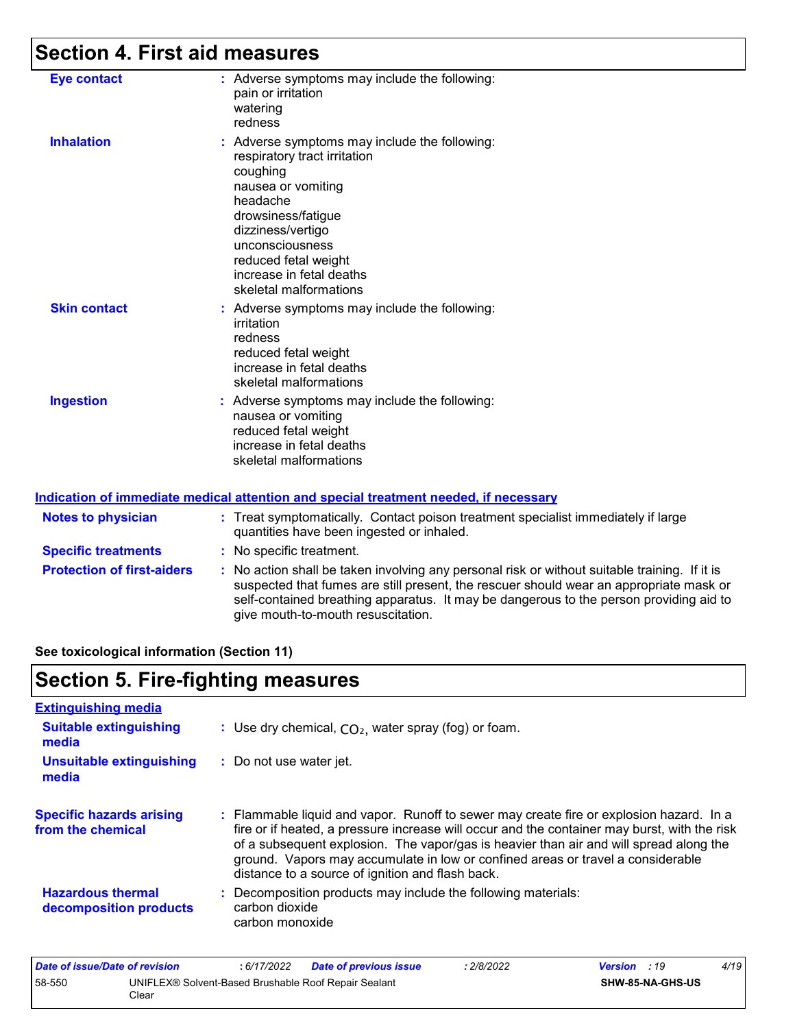## Section 4. First aid measures

**Eye contact** : Adverse symptoms may include the following:
pain or irritation
watering
redness

**Inhalation** : Adverse symptoms may include the following:
respiratory tract irritation
coughing
nausea or vomiting
headache
drowsiness/fatigue
dizziness/vertigo
unconsciousness
reduced fetal weight
increase in fetal deaths
skeletal malformations

**Skin contact** : Adverse symptoms may include the following:
irritation
redness
reduced fetal weight
increase in fetal deaths
skeletal malformations

**Ingestion** : Adverse symptoms may include the following:
nausea or vomiting
reduced fetal weight
increase in fetal deaths
skeletal malformations

### Indication of immediate medical attention and special treatment needed, if necessary

**Notes to physician** : Treat symptomatically. Contact poison treatment specialist immediately if large quantities have been ingested or inhaled.

**Specific treatments** : No specific treatment.

**Protection of first-aiders** : No action shall be taken involving any personal risk or without suitable training. If it is suspected that fumes are still present, the rescuer should wear an appropriate mask or self-contained breathing apparatus. It may be dangerous to the person providing aid to give mouth-to-mouth resuscitation.

**See toxicological information (Section 11)**

## Section 5. Fire-fighting measures

### Extinguishing media

**Suitable extinguishing media** : Use dry chemical, $CO_2$, water spray (fog) or foam.

**Unsuitable extinguishing media** : Do not use water jet.

**Specific hazards arising from the chemical** : Flammable liquid and vapor. Runoff to sewer may create fire or explosion hazard. In a fire or if heated, a pressure increase will occur and the container may burst, with the risk of a subsequent explosion. The vapor/gas is heavier than air and will spread along the ground. Vapors may accumulate in low or confined areas or travel a considerable distance to a source of ignition and flash back.

**Hazardous thermal decomposition products** : Decomposition products may include the following materials:
carbon dioxide
carbon monoxide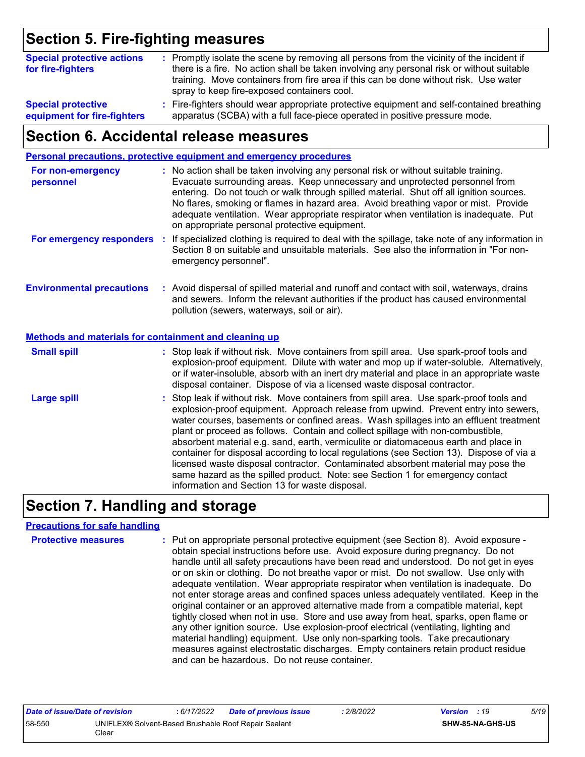## Section 5. Fire-fighting measures

**Special protective actions for fire-fighters** : Promptly isolate the scene by removing all persons from the vicinity of the incident if there is a fire. No action shall be taken involving any personal risk or without suitable training. Move containers from fire area if this can be done without risk. Use water spray to keep fire-exposed containers cool.

**Special protective equipment for fire-fighters** : Fire-fighters should wear appropriate protective equipment and self-contained breathing apparatus (SCBA) with a full face-piece operated in positive pressure mode.

## Section 6. Accidental release measures

### Personal precautions, protective equipment and emergency procedures

**For non-emergency personnel** : No action shall be taken involving any personal risk or without suitable training. Evacuate surrounding areas. Keep unnecessary and unprotected personnel from entering. Do not touch or walk through spilled material. Shut off all ignition sources. No flares, smoking or flames in hazard area. Avoid breathing vapor or mist. Provide adequate ventilation. Wear appropriate respirator when ventilation is inadequate. Put on appropriate personal protective equipment.

**For emergency responders** : If specialized clothing is required to deal with the spillage, take note of any information in Section 8 on suitable and unsuitable materials. See also the information in "For non-emergency personnel".

**Environmental precautions** : Avoid dispersal of spilled material and runoff and contact with soil, waterways, drains and sewers. Inform the relevant authorities if the product has caused environmental pollution (sewers, waterways, soil or air).

### Methods and materials for containment and cleaning up

**Small spill** : Stop leak if without risk. Move containers from spill area. Use spark-proof tools and explosion-proof equipment. Dilute with water and mop up if water-soluble. Alternatively, or if water-insoluble, absorb with an inert dry material and place in an appropriate waste disposal container. Dispose of via a licensed waste disposal contractor.

**Large spill** : Stop leak if without risk. Move containers from spill area. Use spark-proof tools and explosion-proof equipment. Approach release from upwind. Prevent entry into sewers, water courses, basements or confined areas. Wash spillages into an effluent treatment plant or proceed as follows. Contain and collect spillage with non-combustible, absorbent material e.g. sand, earth, vermiculite or diatomaceous earth and place in container for disposal according to local regulations (see Section 13). Dispose of via a licensed waste disposal contractor. Contaminated absorbent material may pose the same hazard as the spilled product. Note: see Section 1 for emergency contact information and Section 13 for waste disposal.

## Section 7. Handling and storage

### Precautions for safe handling

**Protective measures** : Put on appropriate personal protective equipment (see Section 8). Avoid exposure - obtain special instructions before use. Avoid exposure during pregnancy. Do not handle until all safety precautions have been read and understood. Do not get in eyes or on skin or clothing. Do not breathe vapor or mist. Do not swallow. Use only with adequate ventilation. Wear appropriate respirator when ventilation is inadequate. Do not enter storage areas and confined spaces unless adequately ventilated. Keep in the original container or an approved alternative made from a compatible material, kept tightly closed when not in use. Store and use away from heat, sparks, open flame or any other ignition source. Use explosion-proof electrical (ventilating, lighting and material handling) equipment. Use only non-sparking tools. Take precautionary measures against electrostatic discharges. Empty containers retain product residue and can be hazardous. Do not reuse container.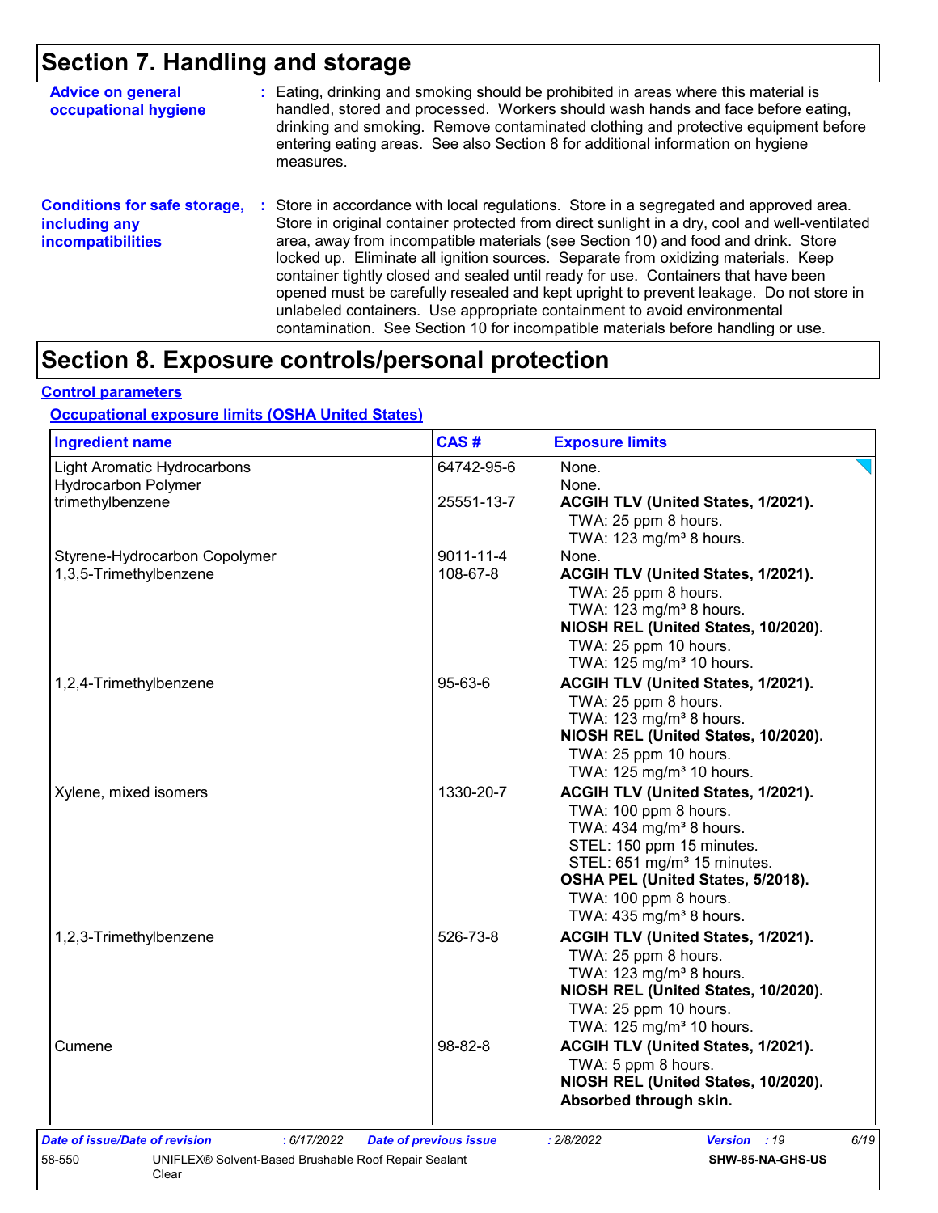# Section 7. Handling and storage

**Advice on general occupational hygiene** : Eating, drinking and smoking should be prohibited in areas where this material is handled, stored and processed. Workers should wash hands and face before eating, drinking and smoking. Remove contaminated clothing and protective equipment before entering eating areas. See also Section 8 for additional information on hygiene measures.

**Conditions for safe storage, including any incompatibilities** : Store in accordance with local regulations. Store in a segregated and approved area. Store in original container protected from direct sunlight in a dry, cool and well-ventilated area, away from incompatible materials (see Section 10) and food and drink. Store locked up. Eliminate all ignition sources. Separate from oxidizing materials. Keep container tightly closed and sealed until ready for use. Containers that have been opened must be carefully resealed and kept upright to prevent leakage. Do not store in unlabeled containers. Use appropriate containment to avoid environmental contamination. See Section 10 for incompatible materials before handling or use.

# Section 8. Exposure controls/personal protection

**Control parameters**

**Occupational exposure limits (OSHA United States)**

| Ingredient name | CAS # | Exposure limits |
|---|---|---|
| Light Aromatic Hydrocarbons | 64742-95-6 | None. |
| Hydrocarbon Polymer | | None. |
| trimethylbenzene | 25551-13-7 | **ACGIH TLV (United States, 1/2021).**<br>TWA: 25 ppm 8 hours.<br>TWA: 123 mg/m³ 8 hours. |
| Styrene-Hydrocarbon Copolymer | 9011-11-4 | None. |
| 1,3,5-Trimethylbenzene | 108-67-8 | **ACGIH TLV (United States, 1/2021).**<br>TWA: 25 ppm 8 hours.<br>TWA: 123 mg/m³ 8 hours.<br>**NIOSH REL (United States, 10/2020).**<br>TWA: 25 ppm 10 hours.<br>TWA: 125 mg/m³ 10 hours. |
| 1,2,4-Trimethylbenzene | 95-63-6 | **ACGIH TLV (United States, 1/2021).**<br>TWA: 25 ppm 8 hours.<br>TWA: 123 mg/m³ 8 hours.<br>**NIOSH REL (United States, 10/2020).**<br>TWA: 25 ppm 10 hours.<br>TWA: 125 mg/m³ 10 hours. |
| Xylene, mixed isomers | 1330-20-7 | **ACGIH TLV (United States, 1/2021).**<br>TWA: 100 ppm 8 hours.<br>TWA: 434 mg/m³ 8 hours.<br>STEL: 150 ppm 15 minutes.<br>STEL: 651 mg/m³ 15 minutes.<br>**OSHA PEL (United States, 5/2018).**<br>TWA: 100 ppm 8 hours.<br>TWA: 435 mg/m³ 8 hours. |
| 1,2,3-Trimethylbenzene | 526-73-8 | **ACGIH TLV (United States, 1/2021).**<br>TWA: 25 ppm 8 hours.<br>TWA: 123 mg/m³ 8 hours.<br>**NIOSH REL (United States, 10/2020).**<br>TWA: 25 ppm 10 hours.<br>TWA: 125 mg/m³ 10 hours. |
| Cumene | 98-82-8 | **ACGIH TLV (United States, 1/2021).**<br>TWA: 5 ppm 8 hours.<br>**NIOSH REL (United States, 10/2020).**<br>**Absorbed through skin.** |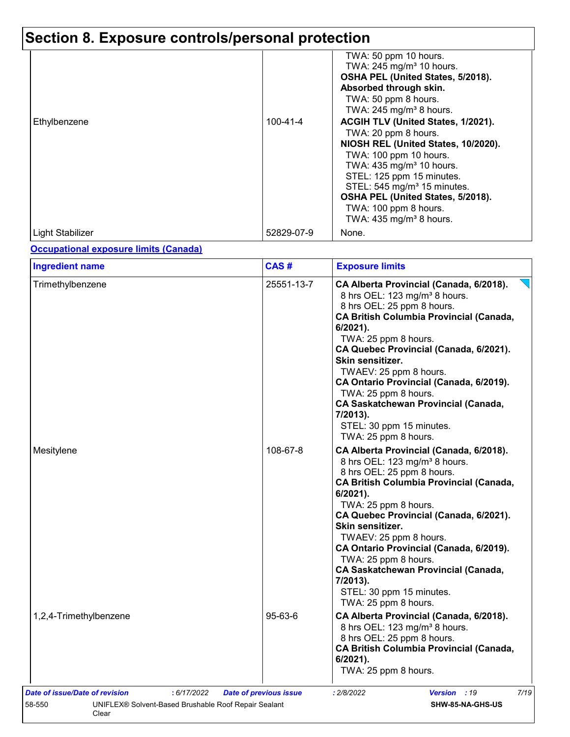# Section 8. Exposure controls/personal protection

| | | |
|---|---|---|
| | | TWA: 50 ppm 10 hours.<br>TWA: 245 mg/m³ 10 hours.<br>**OSHA PEL (United States, 5/2018).**<br>**Absorbed through skin.**<br>TWA: 50 ppm 8 hours.<br>TWA: 245 mg/m³ 8 hours. |
| Ethylbenzene | 100-41-4 | **ACGIH TLV (United States, 1/2021).**<br>TWA: 20 ppm 8 hours.<br>**NIOSH REL (United States, 10/2020).**<br>TWA: 100 ppm 10 hours.<br>TWA: 435 mg/m³ 10 hours.<br>STEL: 125 ppm 15 minutes.<br>STEL: 545 mg/m³ 15 minutes.<br>**OSHA PEL (United States, 5/2018).**<br>TWA: 100 ppm 8 hours.<br>TWA: 435 mg/m³ 8 hours. |
| Light Stabilizer | 52829-07-9 | None. |

**Occupational exposure limits (Canada)**

| Ingredient name | CAS # | Exposure limits |
|---|---|---|
| Trimethylbenzene | 25551-13-7 | **CA Alberta Provincial (Canada, 6/2018).**<br>8 hrs OEL: 123 mg/m³ 8 hours.<br>8 hrs OEL: 25 ppm 8 hours.<br>**CA British Columbia Provincial (Canada, 6/2021).**<br>TWA: 25 ppm 8 hours.<br>**CA Quebec Provincial (Canada, 6/2021).**<br>**Skin sensitizer.**<br>TWAEV: 25 ppm 8 hours.<br>**CA Ontario Provincial (Canada, 6/2019).**<br>TWA: 25 ppm 8 hours.<br>**CA Saskatchewan Provincial (Canada, 7/2013).**<br>STEL: 30 ppm 15 minutes.<br>TWA: 25 ppm 8 hours. |
| Mesitylene | 108-67-8 | **CA Alberta Provincial (Canada, 6/2018).**<br>8 hrs OEL: 123 mg/m³ 8 hours.<br>8 hrs OEL: 25 ppm 8 hours.<br>**CA British Columbia Provincial (Canada, 6/2021).**<br>TWA: 25 ppm 8 hours.<br>**CA Quebec Provincial (Canada, 6/2021).**<br>**Skin sensitizer.**<br>TWAEV: 25 ppm 8 hours.<br>**CA Ontario Provincial (Canada, 6/2019).**<br>TWA: 25 ppm 8 hours.<br>**CA Saskatchewan Provincial (Canada, 7/2013).**<br>STEL: 30 ppm 15 minutes.<br>TWA: 25 ppm 8 hours. |
| 1,2,4-Trimethylbenzene | 95-63-6 | **CA Alberta Provincial (Canada, 6/2018).**<br>8 hrs OEL: 123 mg/m³ 8 hours.<br>8 hrs OEL: 25 ppm 8 hours.<br>**CA British Columbia Provincial (Canada, 6/2021).**<br>TWA: 25 ppm 8 hours. |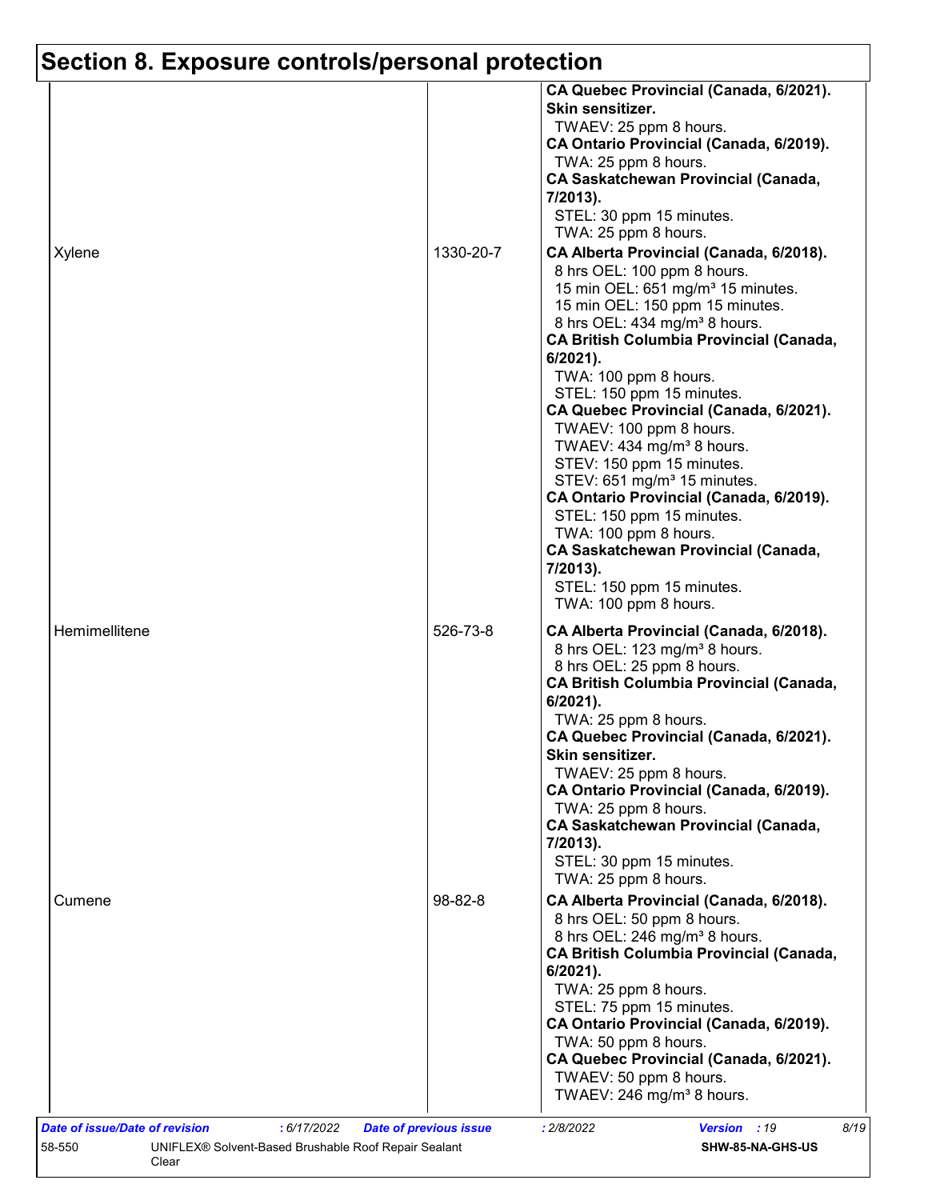## Section 8. Exposure controls/personal protection

| | | |
|---|---|---|
| | | **CA Quebec Provincial (Canada, 6/2021). Skin sensitizer.**<br>TWAEV: 25 ppm 8 hours.<br>**CA Ontario Provincial (Canada, 6/2019).**<br>TWA: 25 ppm 8 hours.<br>**CA Saskatchewan Provincial (Canada, 7/2013).**<br>STEL: 30 ppm 15 minutes.<br>TWA: 25 ppm 8 hours. |
| Xylene | 1330-20-7 | **CA Alberta Provincial (Canada, 6/2018).**<br>8 hrs OEL: 100 ppm 8 hours.<br>15 min OEL: 651 mg/m³ 15 minutes.<br>15 min OEL: 150 ppm 15 minutes.<br>8 hrs OEL: 434 mg/m³ 8 hours.<br>**CA British Columbia Provincial (Canada, 6/2021).**<br>TWA: 100 ppm 8 hours.<br>STEL: 150 ppm 15 minutes.<br>**CA Quebec Provincial (Canada, 6/2021).**<br>TWAEV: 100 ppm 8 hours.<br>TWAEV: 434 mg/m³ 8 hours.<br>STEV: 150 ppm 15 minutes.<br>STEV: 651 mg/m³ 15 minutes.<br>**CA Ontario Provincial (Canada, 6/2019).**<br>STEL: 150 ppm 15 minutes.<br>TWA: 100 ppm 8 hours.<br>**CA Saskatchewan Provincial (Canada, 7/2013).**<br>STEL: 150 ppm 15 minutes.<br>TWA: 100 ppm 8 hours. |
| Hemimellitene | 526-73-8 | **CA Alberta Provincial (Canada, 6/2018).**<br>8 hrs OEL: 123 mg/m³ 8 hours.<br>8 hrs OEL: 25 ppm 8 hours.<br>**CA British Columbia Provincial (Canada, 6/2021).**<br>TWA: 25 ppm 8 hours.<br>**CA Quebec Provincial (Canada, 6/2021). Skin sensitizer.**<br>TWAEV: 25 ppm 8 hours.<br>**CA Ontario Provincial (Canada, 6/2019).**<br>TWA: 25 ppm 8 hours.<br>**CA Saskatchewan Provincial (Canada, 7/2013).**<br>STEL: 30 ppm 15 minutes.<br>TWA: 25 ppm 8 hours. |
| Cumene | 98-82-8 | **CA Alberta Provincial (Canada, 6/2018).**<br>8 hrs OEL: 50 ppm 8 hours.<br>8 hrs OEL: 246 mg/m³ 8 hours.<br>**CA British Columbia Provincial (Canada, 6/2021).**<br>TWA: 25 ppm 8 hours.<br>STEL: 75 ppm 15 minutes.<br>**CA Ontario Provincial (Canada, 6/2019).**<br>TWA: 50 ppm 8 hours.<br>**CA Quebec Provincial (Canada, 6/2021).**<br>TWAEV: 50 ppm 8 hours.<br>TWAEV: 246 mg/m³ 8 hours. |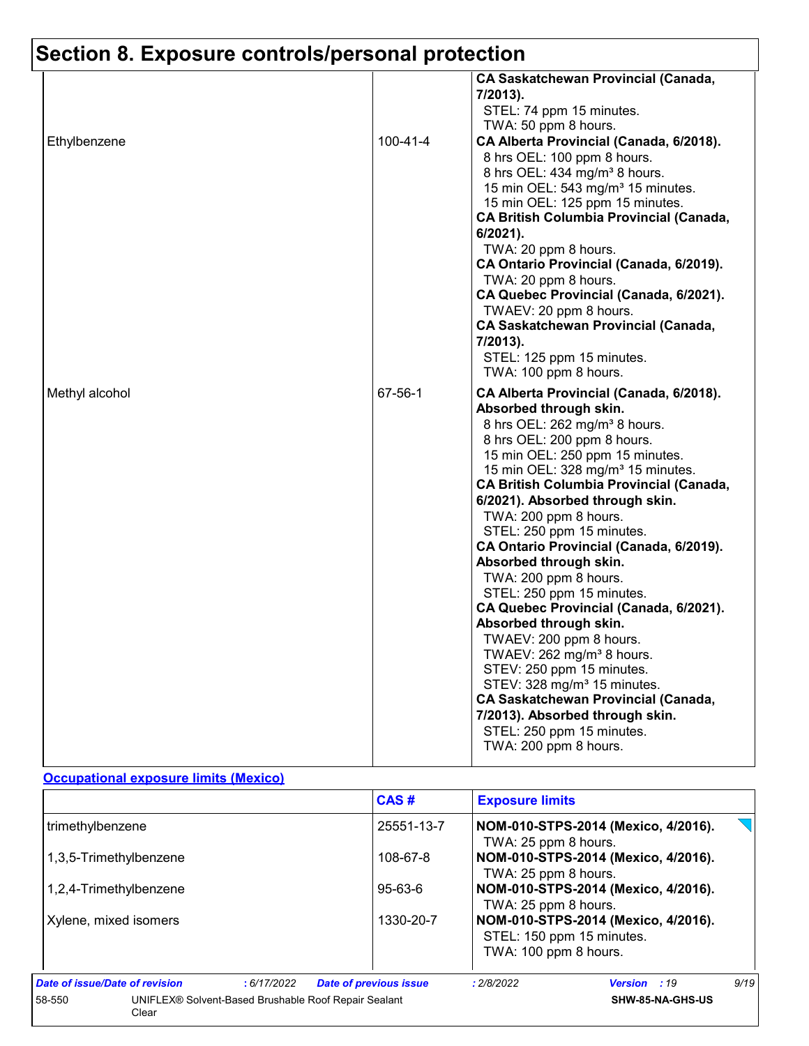## Section 8. Exposure controls/personal protection

| | | |
|---|---|---|
| | | **CA Saskatchewan Provincial (Canada, 7/2013).**<br>STEL: 74 ppm 15 minutes.<br>TWA: 50 ppm 8 hours. |
| Ethylbenzene | 100-41-4 | **CA Alberta Provincial (Canada, 6/2018).**<br>8 hrs OEL: 100 ppm 8 hours.<br>8 hrs OEL: 434 mg/m³ 8 hours.<br>15 min OEL: 543 mg/m³ 15 minutes.<br>15 min OEL: 125 ppm 15 minutes.<br>**CA British Columbia Provincial (Canada, 6/2021).**<br>TWA: 20 ppm 8 hours.<br>**CA Ontario Provincial (Canada, 6/2019).**<br>TWA: 20 ppm 8 hours.<br>**CA Quebec Provincial (Canada, 6/2021).**<br>TWAEV: 20 ppm 8 hours.<br>**CA Saskatchewan Provincial (Canada, 7/2013).**<br>STEL: 125 ppm 15 minutes.<br>TWA: 100 ppm 8 hours. |
| Methyl alcohol | 67-56-1 | **CA Alberta Provincial (Canada, 6/2018). Absorbed through skin.**<br>8 hrs OEL: 262 mg/m³ 8 hours.<br>8 hrs OEL: 200 ppm 8 hours.<br>15 min OEL: 250 ppm 15 minutes.<br>15 min OEL: 328 mg/m³ 15 minutes.<br>**CA British Columbia Provincial (Canada, 6/2021). Absorbed through skin.**<br>TWA: 200 ppm 8 hours.<br>STEL: 250 ppm 15 minutes.<br>**CA Ontario Provincial (Canada, 6/2019). Absorbed through skin.**<br>TWA: 200 ppm 8 hours.<br>STEL: 250 ppm 15 minutes.<br>**CA Quebec Provincial (Canada, 6/2021). Absorbed through skin.**<br>TWAEV: 200 ppm 8 hours.<br>TWAEV: 262 mg/m³ 8 hours.<br>STEV: 250 ppm 15 minutes.<br>STEV: 328 mg/m³ 15 minutes.<br>**CA Saskatchewan Provincial (Canada, 7/2013). Absorbed through skin.**<br>STEL: 250 ppm 15 minutes.<br>TWA: 200 ppm 8 hours. |

**Occupational exposure limits (Mexico)**

| | CAS # | Exposure limits |
|---|---|---|
| trimethylbenzene | 25551-13-7 | **NOM-010-STPS-2014 (Mexico, 4/2016).**<br>TWA: 25 ppm 8 hours. |
| 1,3,5-Trimethylbenzene | 108-67-8 | **NOM-010-STPS-2014 (Mexico, 4/2016).**<br>TWA: 25 ppm 8 hours. |
| 1,2,4-Trimethylbenzene | 95-63-6 | **NOM-010-STPS-2014 (Mexico, 4/2016).**<br>TWA: 25 ppm 8 hours. |
| Xylene, mixed isomers | 1330-20-7 | **NOM-010-STPS-2014 (Mexico, 4/2016).**<br>STEL: 150 ppm 15 minutes.<br>TWA: 100 ppm 8 hours. |

*Date of issue/Date of revision* : 6/17/2022 *Date of previous issue* : 2/8/2022 *Version* : 19

58-550 UNIFLEX® Solvent-Based Brushable Roof Repair Sealant Clear SHW-85-NA-GHS-US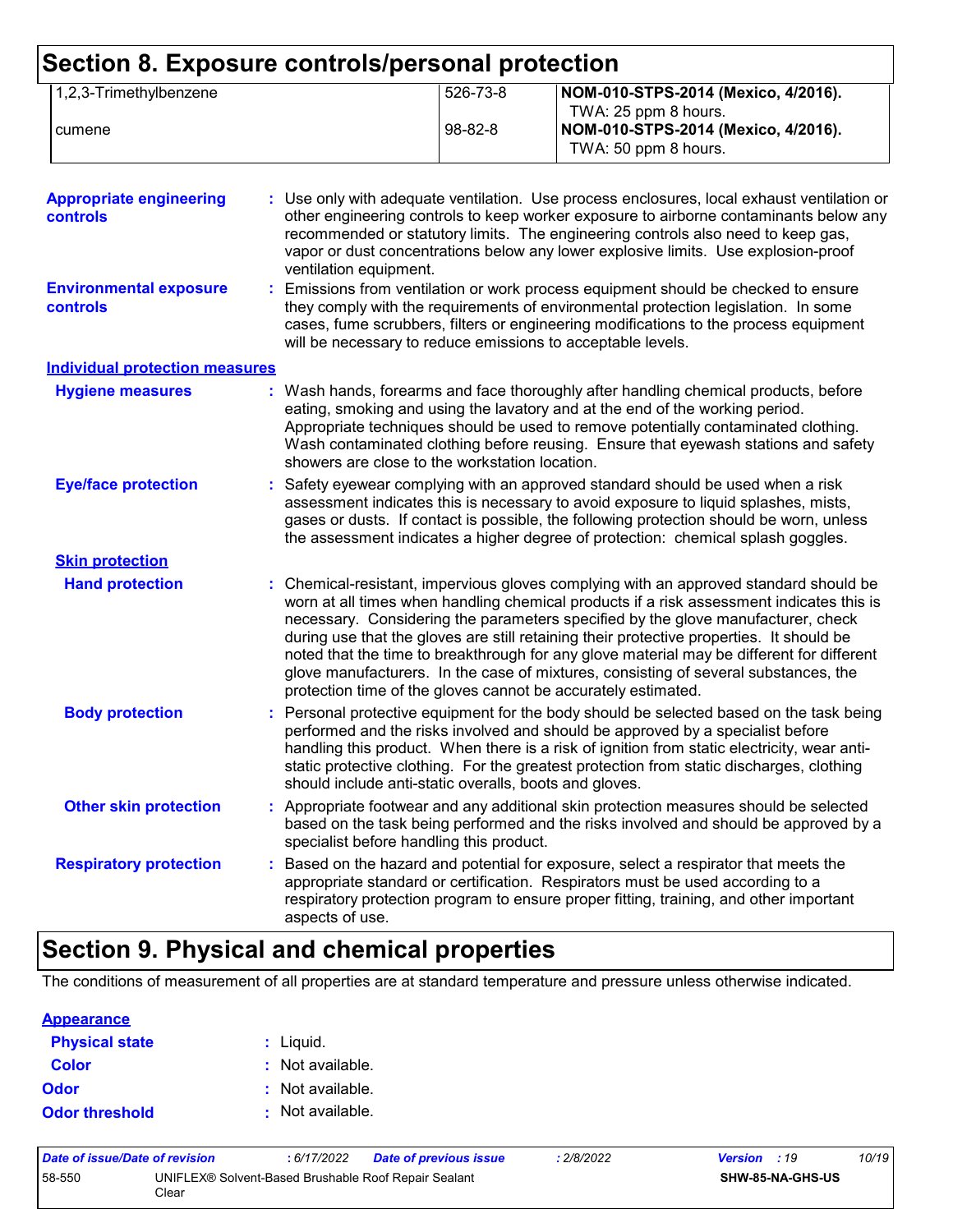## Section 8. Exposure controls/personal protection

| | | |
|---|---|---|
| 1,2,3-Trimethylbenzene | 526-73-8 | **NOM-010-STPS-2014 (Mexico, 4/2016).** TWA: 25 ppm 8 hours. |
| cumene | 98-82-8 | **NOM-010-STPS-2014 (Mexico, 4/2016).** TWA: 50 ppm 8 hours. |

**Appropriate engineering controls** : Use only with adequate ventilation. Use process enclosures, local exhaust ventilation or other engineering controls to keep worker exposure to airborne contaminants below any recommended or statutory limits. The engineering controls also need to keep gas, vapor or dust concentrations below any lower explosive limits. Use explosion-proof ventilation equipment.

**Environmental exposure controls** : Emissions from ventilation or work process equipment should be checked to ensure they comply with the requirements of environmental protection legislation. In some cases, fume scrubbers, filters or engineering modifications to the process equipment will be necessary to reduce emissions to acceptable levels.

**Individual protection measures**

**Hygiene measures** : Wash hands, forearms and face thoroughly after handling chemical products, before eating, smoking and using the lavatory and at the end of the working period. Appropriate techniques should be used to remove potentially contaminated clothing. Wash contaminated clothing before reusing. Ensure that eyewash stations and safety showers are close to the workstation location.

**Eye/face protection** : Safety eyewear complying with an approved standard should be used when a risk assessment indicates this is necessary to avoid exposure to liquid splashes, mists, gases or dusts. If contact is possible, the following protection should be worn, unless the assessment indicates a higher degree of protection: chemical splash goggles.

**Skin protection**

**Hand protection** : Chemical-resistant, impervious gloves complying with an approved standard should be worn at all times when handling chemical products if a risk assessment indicates this is necessary. Considering the parameters specified by the glove manufacturer, check during use that the gloves are still retaining their protective properties. It should be noted that the time to breakthrough for any glove material may be different for different glove manufacturers. In the case of mixtures, consisting of several substances, the protection time of the gloves cannot be accurately estimated.

**Body protection** : Personal protective equipment for the body should be selected based on the task being performed and the risks involved and should be approved by a specialist before handling this product. When there is a risk of ignition from static electricity, wear anti-static protective clothing. For the greatest protection from static discharges, clothing should include anti-static overalls, boots and gloves.

**Other skin protection** : Appropriate footwear and any additional skin protection measures should be selected based on the task being performed and the risks involved and should be approved by a specialist before handling this product.

**Respiratory protection** : Based on the hazard and potential for exposure, select a respirator that meets the appropriate standard or certification. Respirators must be used according to a respiratory protection program to ensure proper fitting, training, and other important aspects of use.

## Section 9. Physical and chemical properties

The conditions of measurement of all properties are at standard temperature and pressure unless otherwise indicated.

**Appearance**

**Physical state** : Liquid.

**Color** : Not available.

**Odor** : Not available.

**Odor threshold** : Not available.

| Date of issue/Date of revision | : 6/17/2022 | Date of previous issue | : 2/8/2022 | Version : 19 |
|---|---|---|---|---|
| 58-550 | UNIFLEX® Solvent-Based Brushable Roof Repair Sealant Clear | | | SHW-85-NA-GHS-US |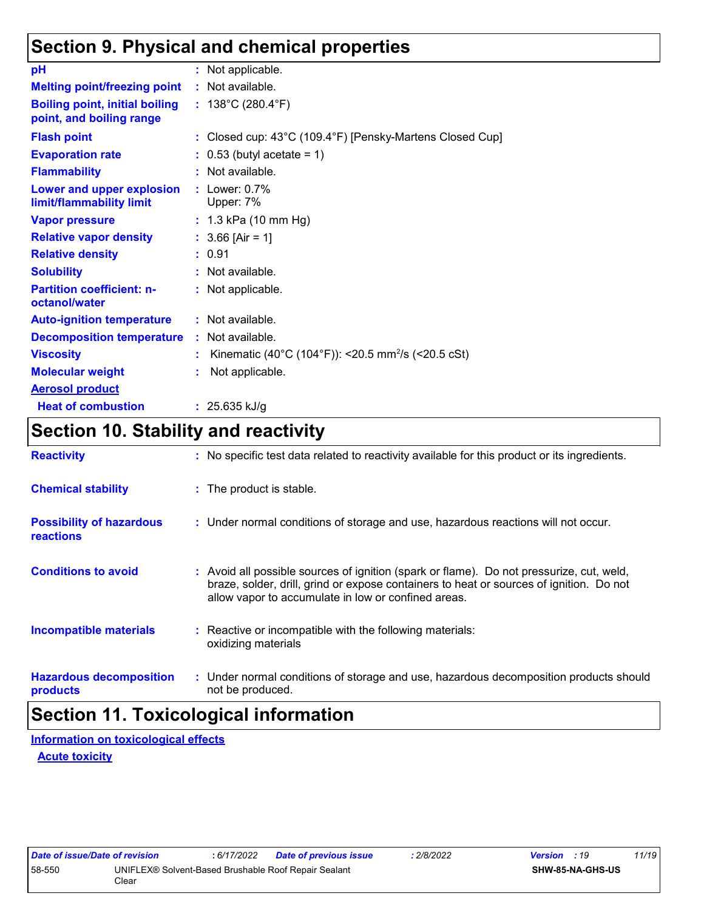## Section 9. Physical and chemical properties

| | |
|---|---|
| **pH** | : Not applicable. |
| **Melting point/freezing point** | : Not available. |
| **Boiling point, initial boiling point, and boiling range** | : 138°C (280.4°F) |
| **Flash point** | : Closed cup: 43°C (109.4°F) [Pensky-Martens Closed Cup] |
| **Evaporation rate** | : 0.53 (butyl acetate = 1) |
| **Flammability** | : Not available. |
| **Lower and upper explosion limit/flammability limit** | : Lower: 0.7%<br>Upper: 7% |
| **Vapor pressure** | : 1.3 kPa (10 mm Hg) |
| **Relative vapor density** | : 3.66 [Air = 1] |
| **Relative density** | : 0.91 |
| **Solubility** | : Not available. |
| **Partition coefficient: n-octanol/water** | : Not applicable. |
| **Auto-ignition temperature** | : Not available. |
| **Decomposition temperature** | : Not available. |
| **Viscosity** | : Kinematic (40°C (104°F)): <20.5 $mm^2/s$ (<20.5 cSt) |
| **Molecular weight** | : Not applicable. |
| **Aerosol product** | |
| **Heat of combustion** | : 25.635 kJ/g |

## Section 10. Stability and reactivity

| | |
|---|---|
| **Reactivity** | : No specific test data related to reactivity available for this product or its ingredients. |
| **Chemical stability** | : The product is stable. |
| **Possibility of hazardous reactions** | : Under normal conditions of storage and use, hazardous reactions will not occur. |
| **Conditions to avoid** | : Avoid all possible sources of ignition (spark or flame). Do not pressurize, cut, weld, braze, solder, drill, grind or expose containers to heat or sources of ignition. Do not allow vapor to accumulate in low or confined areas. |
| **Incompatible materials** | : Reactive or incompatible with the following materials:<br>oxidizing materials |
| **Hazardous decomposition products** | : Under normal conditions of storage and use, hazardous decomposition products should not be produced. |

## Section 11. Toxicological information

**Information on toxicological effects**

**Acute toxicity**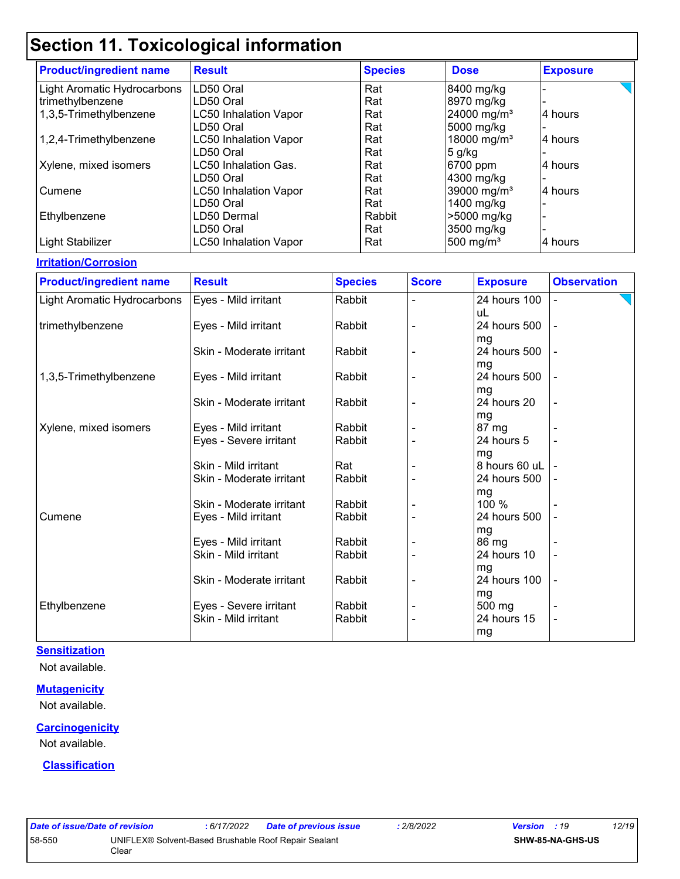# Section 11. Toxicological information

| Product/ingredient name | Result | Species | Dose | Exposure |
|---|---|---|---|---|
| Light Aromatic Hydrocarbons | LD50 Oral | Rat | 8400 mg/kg | - |
| trimethylbenzene | LD50 Oral | Rat | 8970 mg/kg | - |
| 1,3,5-Trimethylbenzene | LC50 Inhalation Vapor | Rat | 24000 mg/m³ | 4 hours |
| | LD50 Oral | Rat | 5000 mg/kg | - |
| 1,2,4-Trimethylbenzene | LC50 Inhalation Vapor | Rat | 18000 mg/m³ | 4 hours |
| | LD50 Oral | Rat | 5 g/kg | - |
| Xylene, mixed isomers | LC50 Inhalation Gas. | Rat | 6700 ppm | 4 hours |
| | LD50 Oral | Rat | 4300 mg/kg | - |
| Cumene | LC50 Inhalation Vapor | Rat | 39000 mg/m³ | 4 hours |
| | LD50 Oral | Rat | 1400 mg/kg | - |
| Ethylbenzene | LD50 Dermal | Rabbit | >5000 mg/kg | - |
| | LD50 Oral | Rat | 3500 mg/kg | - |
| Light Stabilizer | LC50 Inhalation Vapor | Rat | 500 mg/m³ | 4 hours |

**Irritation/Corrosion**

| Product/ingredient name | Result | Species | Score | Exposure | Observation |
|---|---|---|---|---|---|
| Light Aromatic Hydrocarbons | Eyes - Mild irritant | Rabbit | - | 24 hours 100 uL | - |
| trimethylbenzene | Eyes - Mild irritant | Rabbit | - | 24 hours 500 mg | - |
| | Skin - Moderate irritant | Rabbit | - | 24 hours 500 mg | - |
| 1,3,5-Trimethylbenzene | Eyes - Mild irritant | Rabbit | - | 24 hours 500 mg | - |
| | Skin - Moderate irritant | Rabbit | - | 24 hours 20 mg | - |
| Xylene, mixed isomers | Eyes - Mild irritant | Rabbit | - | 87 mg | - |
| | Eyes - Severe irritant | Rabbit | - | 24 hours 5 mg | - |
| | Skin - Mild irritant | Rat | - | 8 hours 60 uL | - |
| | Skin - Moderate irritant | Rabbit | - | 24 hours 500 mg | - |
| | Skin - Moderate irritant | Rabbit | - | 100 % | - |
| Cumene | Eyes - Mild irritant | Rabbit | - | 24 hours 500 mg | - |
| | Eyes - Mild irritant | Rabbit | - | 86 mg | - |
| | Skin - Mild irritant | Rabbit | - | 24 hours 10 mg | - |
| | Skin - Moderate irritant | Rabbit | - | 24 hours 100 mg | - |
| Ethylbenzene | Eyes - Severe irritant | Rabbit | - | 500 mg | - |
| | Skin - Mild irritant | Rabbit | - | 24 hours 15 mg | - |

**Sensitization**

Not available.

**Mutagenicity**

Not available.

**Carcinogenicity**

Not available.

**Classification**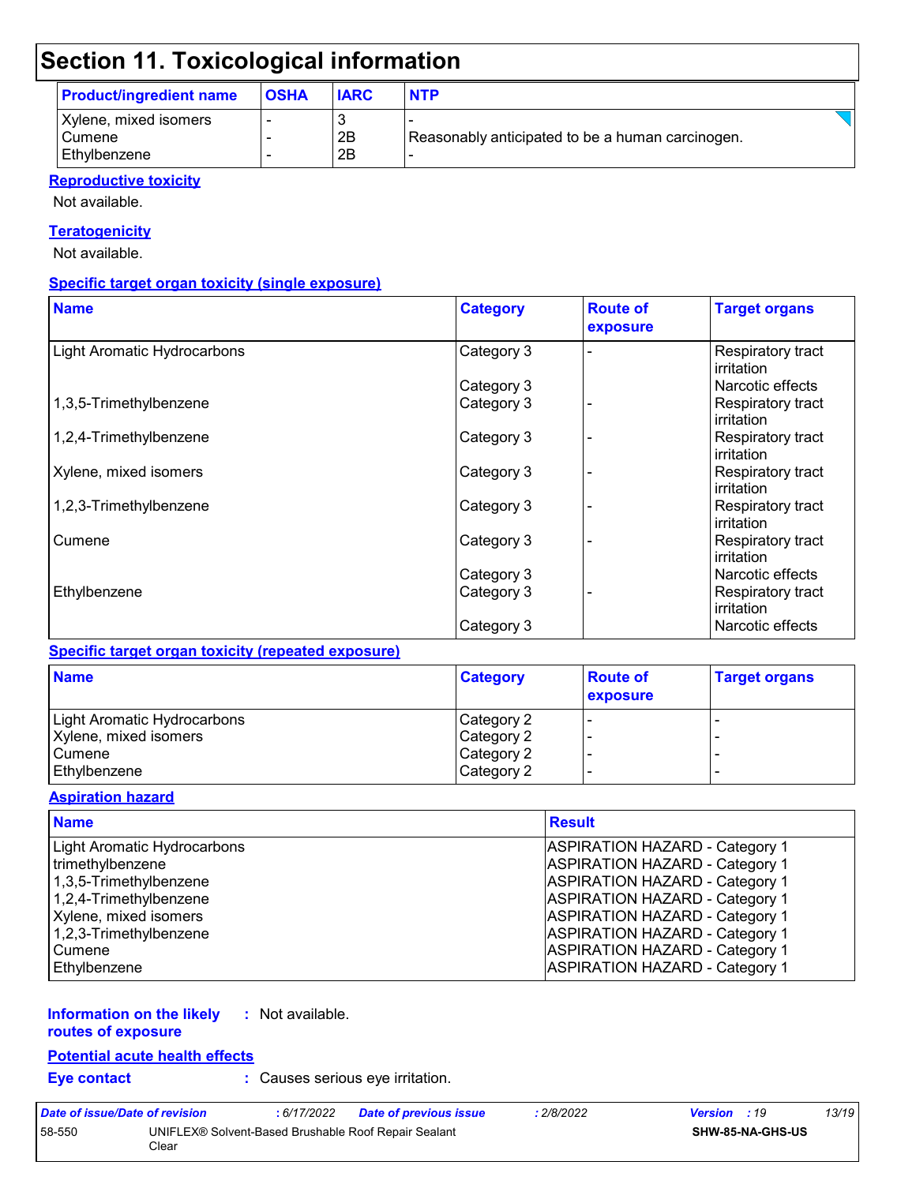# Section 11. Toxicological information

| Product/ingredient name | OSHA | IARC | NTP |
| --- | --- | --- | --- |
| Xylene, mixed isomers | - | 3 | - |
| Cumene | - | 2B | Reasonably anticipated to be a human carcinogen. |
| Ethylbenzene | - | 2B | - |

**Reproductive toxicity**

Not available.

**Teratogenicity**

Not available.

**Specific target organ toxicity (single exposure)**

| Name | Category | Route of exposure | Target organs |
| --- | --- | --- | --- |
| Light Aromatic Hydrocarbons | Category 3 | - | Respiratory tract irritation |
| | Category 3 | | Narcotic effects |
| 1,3,5-Trimethylbenzene | Category 3 | - | Respiratory tract irritation |
| 1,2,4-Trimethylbenzene | Category 3 | - | Respiratory tract irritation |
| Xylene, mixed isomers | Category 3 | - | Respiratory tract irritation |
| 1,2,3-Trimethylbenzene | Category 3 | - | Respiratory tract irritation |
| Cumene | Category 3 | - | Respiratory tract irritation |
| | Category 3 | | Narcotic effects |
| Ethylbenzene | Category 3 | - | Respiratory tract irritation |
| | Category 3 | | Narcotic effects |

**Specific target organ toxicity (repeated exposure)**

| Name | Category | Route of exposure | Target organs |
| --- | --- | --- | --- |
| Light Aromatic Hydrocarbons | Category 2 | - | - |
| Xylene, mixed isomers | Category 2 | - | - |
| Cumene | Category 2 | - | - |
| Ethylbenzene | Category 2 | - | - |

**Aspiration hazard**

| Name | Result |
| --- | --- |
| Light Aromatic Hydrocarbons | ASPIRATION HAZARD - Category 1 |
| trimethylbenzene | ASPIRATION HAZARD - Category 1 |
| 1,3,5-Trimethylbenzene | ASPIRATION HAZARD - Category 1 |
| 1,2,4-Trimethylbenzene | ASPIRATION HAZARD - Category 1 |
| Xylene, mixed isomers | ASPIRATION HAZARD - Category 1 |
| 1,2,3-Trimethylbenzene | ASPIRATION HAZARD - Category 1 |
| Cumene | ASPIRATION HAZARD - Category 1 |
| Ethylbenzene | ASPIRATION HAZARD - Category 1 |

**Information on the likely routes of exposure** : Not available.

**Potential acute health effects**

**Eye contact** : Causes serious eye irritation.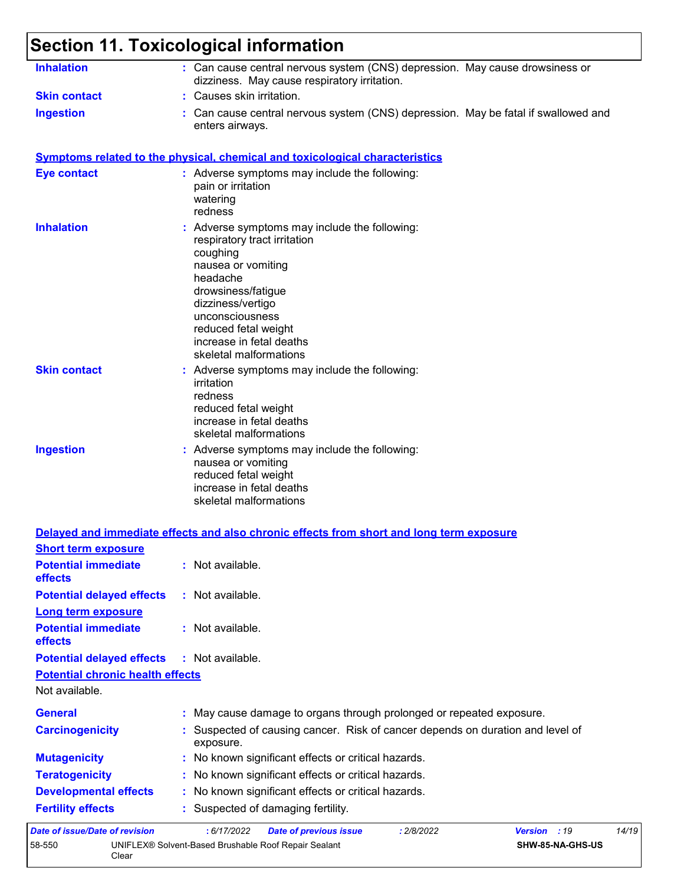## Section 11. Toxicological information

**Inhalation** : Can cause central nervous system (CNS) depression. May cause drowsiness or dizziness. May cause respiratory irritation.

**Skin contact** : Causes skin irritation.

**Ingestion** : Can cause central nervous system (CNS) depression. May be fatal if swallowed and enters airways.

### Symptoms related to the physical, chemical and toxicological characteristics

**Eye contact** : Adverse symptoms may include the following:
pain or irritation
watering
redness

**Inhalation** : Adverse symptoms may include the following:
respiratory tract irritation
coughing
nausea or vomiting
headache
drowsiness/fatigue
dizziness/vertigo
unconsciousness
reduced fetal weight
increase in fetal deaths
skeletal malformations

**Skin contact** : Adverse symptoms may include the following:
irritation
redness
reduced fetal weight
increase in fetal deaths
skeletal malformations

**Ingestion** : Adverse symptoms may include the following:
nausea or vomiting
reduced fetal weight
increase in fetal deaths
skeletal malformations

### Delayed and immediate effects and also chronic effects from short and long term exposure

**Short term exposure**

**Potential immediate effects** : Not available.

**Potential delayed effects** : Not available.

**Long term exposure**

**Potential immediate effects** : Not available.

**Potential delayed effects** : Not available.

**Potential chronic health effects**

Not available.

**General** : May cause damage to organs through prolonged or repeated exposure.

**Carcinogenicity** : Suspected of causing cancer. Risk of cancer depends on duration and level of exposure.

**Mutagenicity** : No known significant effects or critical hazards.

**Teratogenicity** : No known significant effects or critical hazards.

**Developmental effects** : No known significant effects or critical hazards.

**Fertility effects** : Suspected of damaging fertility.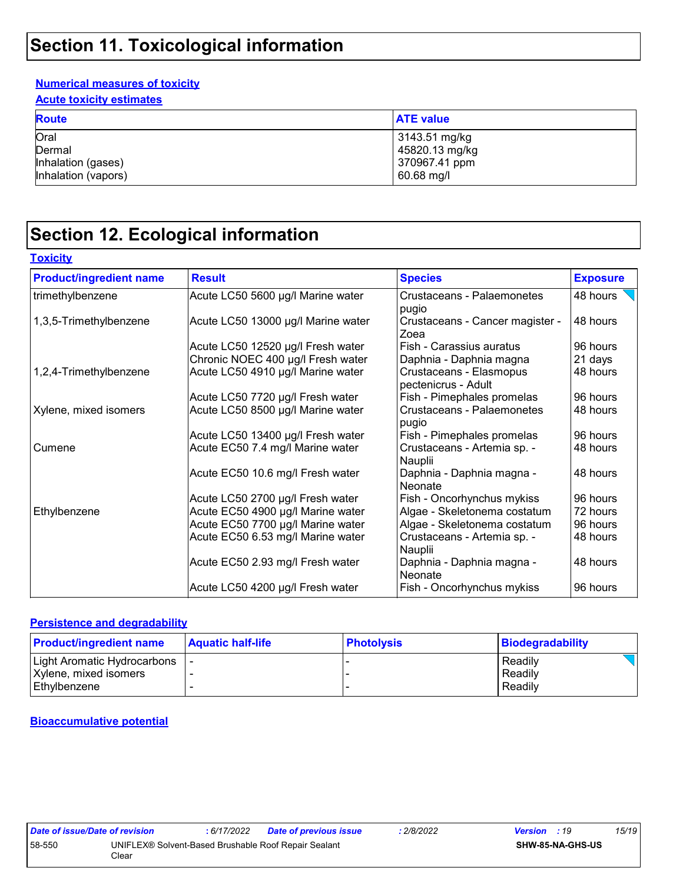# Section 11. Toxicological information

**Numerical measures of toxicity**

**Acute toxicity estimates**

| Route | ATE value |
|---|---|
| Oral | 3143.51 mg/kg |
| Dermal | 45820.13 mg/kg |
| Inhalation (gases) | 370967.41 ppm |
| Inhalation (vapors) | 60.68 mg/l |

# Section 12. Ecological information

**Toxicity**

| Product/ingredient name | Result | Species | Exposure |
|---|---|---|---|
| trimethylbenzene | Acute LC50 5600 µg/l Marine water | Crustaceans - Palaemonetes pugio | 48 hours |
| 1,3,5-Trimethylbenzene | Acute LC50 13000 µg/l Marine water | Crustaceans - Cancer magister - Zoea | 48 hours |
| | Acute LC50 12520 µg/l Fresh water | Fish - Carassius auratus | 96 hours |
| | Chronic NOEC 400 µg/l Fresh water | Daphnia - Daphnia magna | 21 days |
| 1,2,4-Trimethylbenzene | Acute LC50 4910 µg/l Marine water | Crustaceans - Elasmopus pectenicrus - Adult | 48 hours |
| | Acute LC50 7720 µg/l Fresh water | Fish - Pimephales promelas | 96 hours |
| Xylene, mixed isomers | Acute LC50 8500 µg/l Marine water | Crustaceans - Palaemonetes pugio | 48 hours |
| | Acute LC50 13400 µg/l Fresh water | Fish - Pimephales promelas | 96 hours |
| Cumene | Acute EC50 7.4 mg/l Marine water | Crustaceans - Artemia sp. - Nauplii | 48 hours |
| | Acute EC50 10.6 mg/l Fresh water | Daphnia - Daphnia magna - Neonate | 48 hours |
| | Acute LC50 2700 µg/l Fresh water | Fish - Oncorhynchus mykiss | 96 hours |
| Ethylbenzene | Acute EC50 4900 µg/l Marine water | Algae - Skeletonema costatum | 72 hours |
| | Acute EC50 7700 µg/l Marine water | Algae - Skeletonema costatum | 96 hours |
| | Acute EC50 6.53 mg/l Marine water | Crustaceans - Artemia sp. - Nauplii | 48 hours |
| | Acute EC50 2.93 mg/l Fresh water | Daphnia - Daphnia magna - Neonate | 48 hours |
| | Acute LC50 4200 µg/l Fresh water | Fish - Oncorhynchus mykiss | 96 hours |

**Persistence and degradability**

| Product/ingredient name | Aquatic half-life | Photolysis | Biodegradability |
|---|---|---|---|
| Light Aromatic Hydrocarbons | - | - | Readily |
| Xylene, mixed isomers | - | - | Readily |
| Ethylbenzene | - | - | Readily |

**Bioaccumulative potential**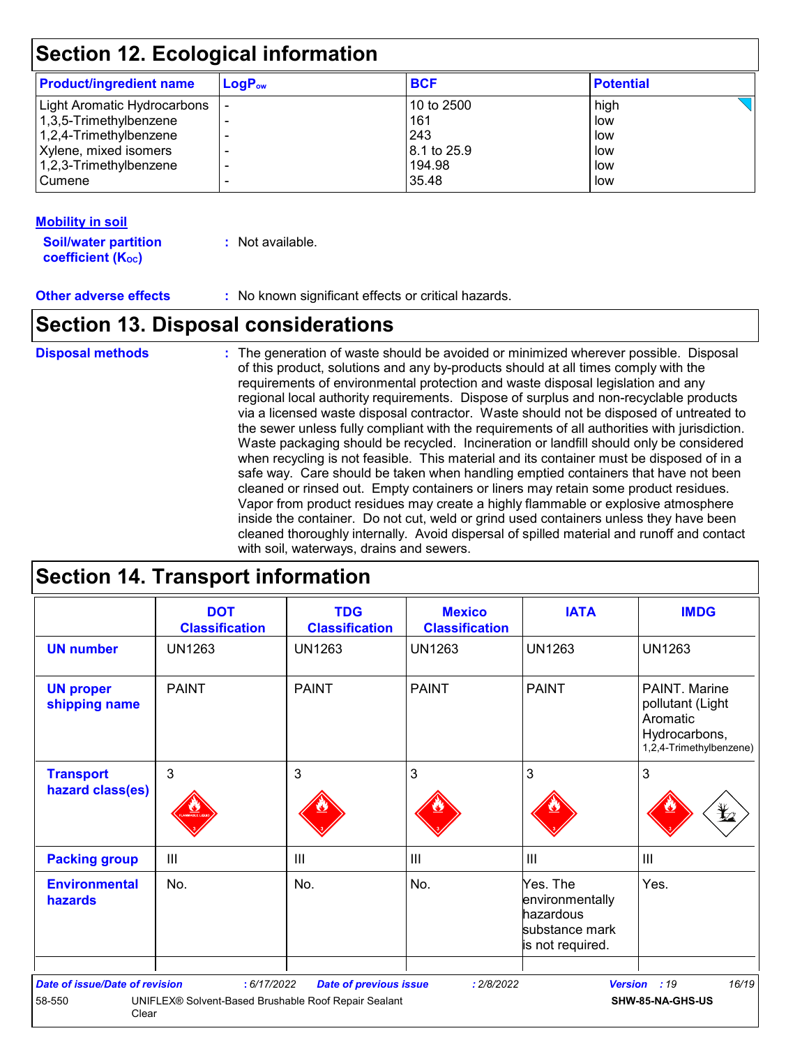## Section 12. Ecological information

| Product/ingredient name | $LogP_{ow}$ | BCF | Potential |
|---|---|---|---|
| Light Aromatic Hydrocarbons | - | 10 to 2500 | high |
| 1,3,5-Trimethylbenzene | - | 161 | low |
| 1,2,4-Trimethylbenzene | - | 243 | low |
| Xylene, mixed isomers | - | 8.1 to 25.9 | low |
| 1,2,3-Trimethylbenzene | - | 194.98 | low |
| Cumene | - | 35.48 | low |

**Mobility in soil**

**Soil/water partition coefficient ($K_{OC}$)** : Not available.

**Other adverse effects** : No known significant effects or critical hazards.

## Section 13. Disposal considerations

**Disposal methods** : The generation of waste should be avoided or minimized wherever possible. Disposal of this product, solutions and any by-products should at all times comply with the requirements of environmental protection and waste disposal legislation and any regional local authority requirements. Dispose of surplus and non-recyclable products via a licensed waste disposal contractor. Waste should not be disposed of untreated to the sewer unless fully compliant with the requirements of all authorities with jurisdiction. Waste packaging should be recycled. Incineration or landfill should only be considered when recycling is not feasible. This material and its container must be disposed of in a safe way. Care should be taken when handling emptied containers that have not been cleaned or rinsed out. Empty containers or liners may retain some product residues. Vapor from product residues may create a highly flammable or explosive atmosphere inside the container. Do not cut, weld or grind used containers unless they have been cleaned thoroughly internally. Avoid dispersal of spilled material and runoff and contact with soil, waterways, drains and sewers.

## Section 14. Transport information

| | DOT Classification | TDG Classification | Mexico Classification | IATA | IMDG |
|---|---|---|---|---|---|
| **UN number** | UN1263 | UN1263 | UN1263 | UN1263 | UN1263 |
| **UN proper shipping name** | PAINT | PAINT | PAINT | PAINT | PAINT. Marine pollutant (Light Aromatic Hydrocarbons, 1,2,4-Trimethylbenzene) |
| **Transport hazard class(es)** | 3 | 3 | 3 | 3 | 3 |
| **Packing group** | III | III | III | III | III |
| **Environmental hazards** | No. | No. | No. | Yes. The environmentally hazardous substance mark is not required. | Yes. |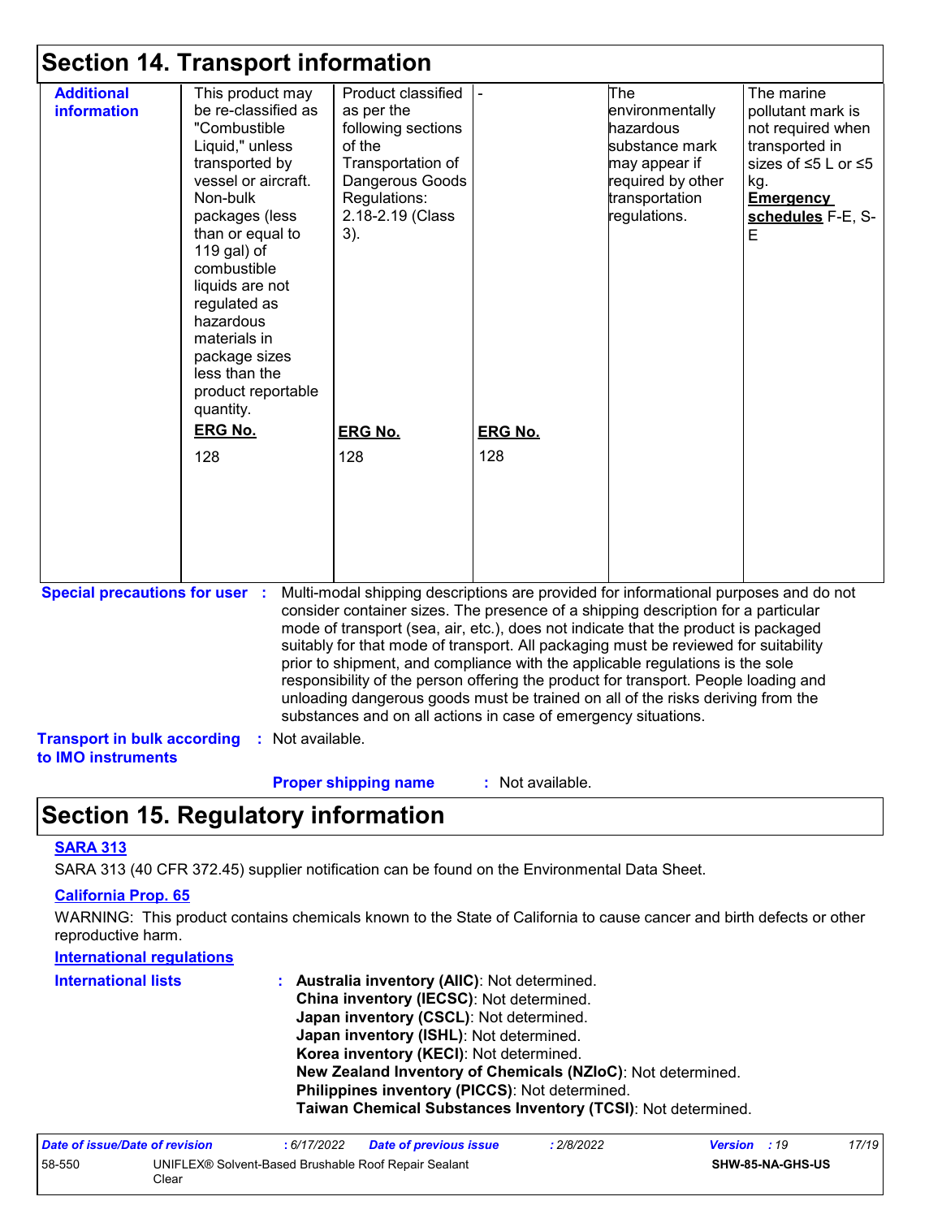## Section 14. Transport information

| Additional information | This product may be re-classified as "Combustible Liquid," unless transported by vessel or aircraft. Non-bulk packages (less than or equal to 119 gal) of combustible liquids are not regulated as hazardous materials in package sizes less than the product reportable quantity. **ERG No.** 128 | Product classified as per the following sections of the Transportation of Dangerous Goods Regulations: 2.18-2.19 (Class 3). **ERG No.** 128 | - **ERG No.** 128 | The environmentally hazardous substance mark may appear if required by other transportation regulations. | The marine pollutant mark is not required when transported in sizes of ≤5 L or ≤5 kg. **Emergency schedules** F-E, S-E |
|---|---|---|---|---|---|

**Special precautions for user** : Multi-modal shipping descriptions are provided for informational purposes and do not consider container sizes. The presence of a shipping description for a particular mode of transport (sea, air, etc.), does not indicate that the product is packaged suitably for that mode of transport. All packaging must be reviewed for suitability prior to shipment, and compliance with the applicable regulations is the sole responsibility of the person offering the product for transport. People loading and unloading dangerous goods must be trained on all of the risks deriving from the substances and on all actions in case of emergency situations.

**Transport in bulk according to IMO instruments** : Not available.

**Proper shipping name** : Not available.

## Section 15. Regulatory information

**SARA 313**

SARA 313 (40 CFR 372.45) supplier notification can be found on the Environmental Data Sheet.

**California Prop. 65**

WARNING: This product contains chemicals known to the State of California to cause cancer and birth defects or other reproductive harm.

**International regulations**

**International lists** :
- **Australia inventory (AIIC)**: Not determined.
- **China inventory (IECSC)**: Not determined.
- **Japan inventory (CSCL)**: Not determined.
- **Japan inventory (ISHL)**: Not determined.
- **Korea inventory (KECI)**: Not determined.
- **New Zealand Inventory of Chemicals (NZIoC)**: Not determined.
- **Philippines inventory (PICCS)**: Not determined.
- **Taiwan Chemical Substances Inventory (TCSI)**: Not determined.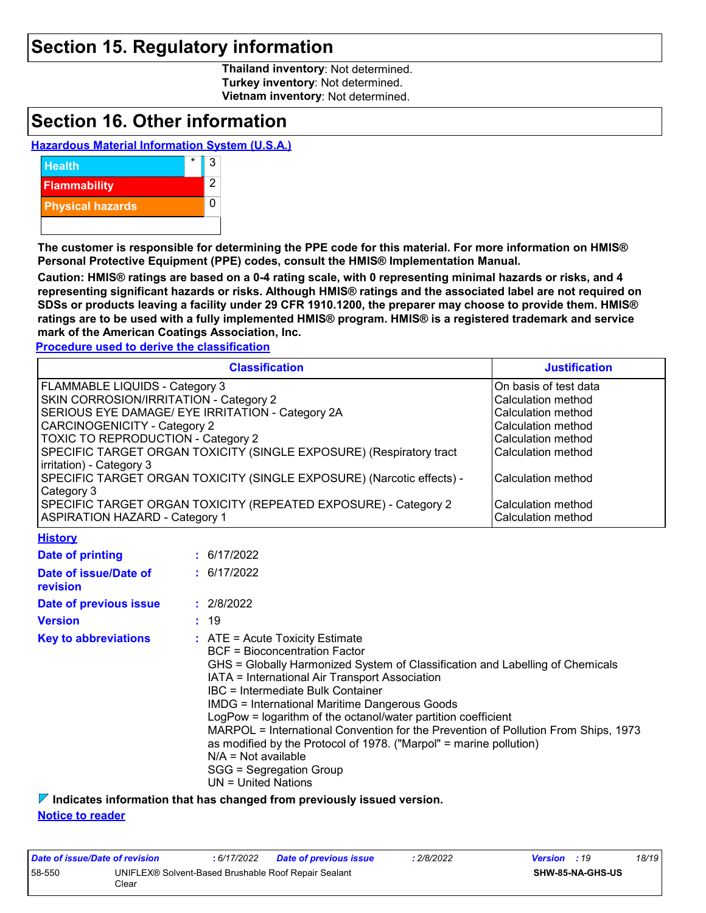# Section 15. Regulatory information

**Thailand inventory**: Not determined.
**Turkey inventory**: Not determined.
**Vietnam inventory**: Not determined.

# Section 16. Other information

**Hazardous Material Information System (U.S.A.)**

| | | |
|---|---|---|
| Health | * | 3 |
| Flammability | | 2 |
| Physical hazards | | 0 |

**The customer is responsible for determining the PPE code for this material. For more information on HMIS® Personal Protective Equipment (PPE) codes, consult the HMIS® Implementation Manual.**

**Caution: HMIS® ratings are based on a 0-4 rating scale, with 0 representing minimal hazards or risks, and 4 representing significant hazards or risks. Although HMIS® ratings and the associated label are not required on SDSs or products leaving a facility under 29 CFR 1910.1200, the preparer may choose to provide them. HMIS® ratings are to be used with a fully implemented HMIS® program. HMIS® is a registered trademark and service mark of the American Coatings Association, Inc.**

**Procedure used to derive the classification**

| Classification | Justification |
|---|---|
| FLAMMABLE LIQUIDS - Category 3 | On basis of test data |
| SKIN CORROSION/IRRITATION - Category 2 | Calculation method |
| SERIOUS EYE DAMAGE/ EYE IRRITATION - Category 2A | Calculation method |
| CARCINOGENICITY - Category 2 | Calculation method |
| TOXIC TO REPRODUCTION - Category 2 | Calculation method |
| SPECIFIC TARGET ORGAN TOXICITY (SINGLE EXPOSURE) (Respiratory tract irritation) - Category 3 | Calculation method |
| SPECIFIC TARGET ORGAN TOXICITY (SINGLE EXPOSURE) (Narcotic effects) - Category 3 | Calculation method |
| SPECIFIC TARGET ORGAN TOXICITY (REPEATED EXPOSURE) - Category 2 | Calculation method |
| ASPIRATION HAZARD - Category 1 | Calculation method |

**History**

**Date of printing** : 6/17/2022

**Date of issue/Date of revision** : 6/17/2022

**Date of previous issue** : 2/8/2022

**Version** : 19

**Key to abbreviations** :
ATE = Acute Toxicity Estimate
BCF = Bioconcentration Factor
GHS = Globally Harmonized System of Classification and Labelling of Chemicals
IATA = International Air Transport Association
IBC = Intermediate Bulk Container
IMDG = International Maritime Dangerous Goods
LogPow = logarithm of the octanol/water partition coefficient
MARPOL = International Convention for the Prevention of Pollution From Ships, 1973 as modified by the Protocol of 1978. ("Marpol" = marine pollution)
N/A = Not available
SGG = Segregation Group
UN = United Nations

**Indicates information that has changed from previously issued version.**

**Notice to reader**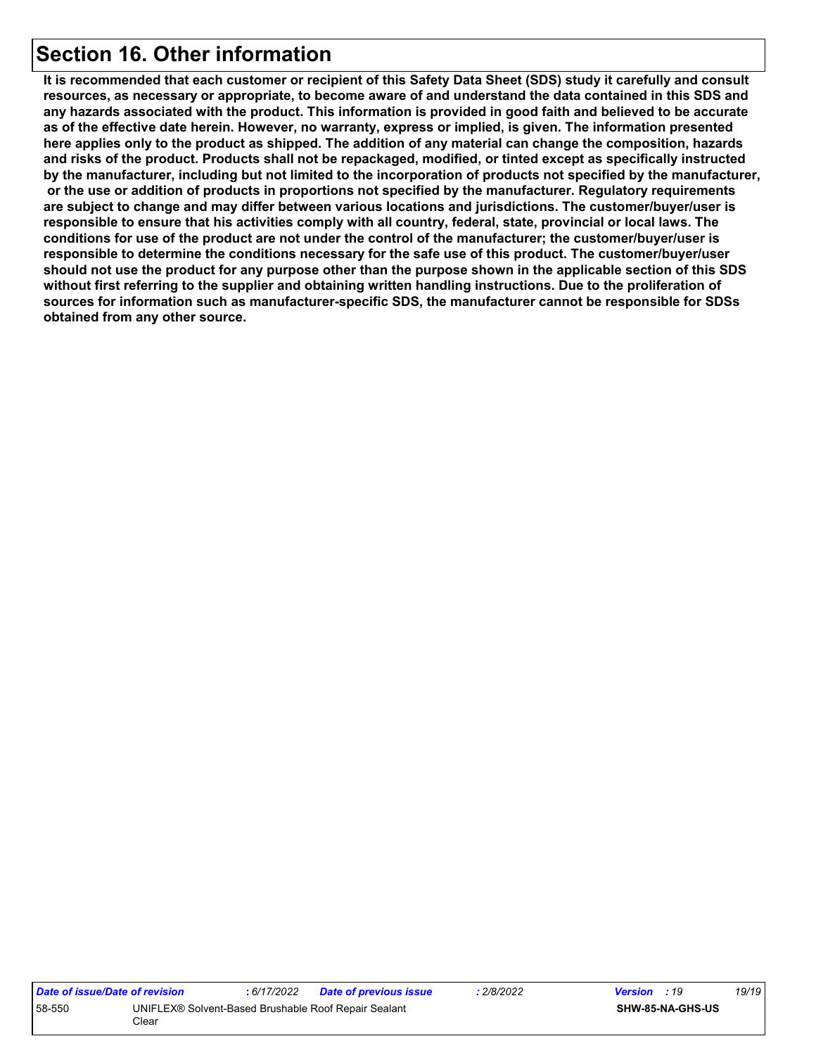## Section 16. Other information

**It is recommended that each customer or recipient of this Safety Data Sheet (SDS) study it carefully and consult resources, as necessary or appropriate, to become aware of and understand the data contained in this SDS and any hazards associated with the product. This information is provided in good faith and believed to be accurate as of the effective date herein. However, no warranty, express or implied, is given. The information presented here applies only to the product as shipped. The addition of any material can change the composition, hazards and risks of the product. Products shall not be repackaged, modified, or tinted except as specifically instructed by the manufacturer, including but not limited to the incorporation of products not specified by the manufacturer, or the use or addition of products in proportions not specified by the manufacturer. Regulatory requirements are subject to change and may differ between various locations and jurisdictions. The customer/buyer/user is responsible to ensure that his activities comply with all country, federal, state, provincial or local laws. The conditions for use of the product are not under the control of the manufacturer; the customer/buyer/user is responsible to determine the conditions necessary for the safe use of this product. The customer/buyer/user should not use the product for any purpose other than the purpose shown in the applicable section of this SDS without first referring to the supplier and obtaining written handling instructions. Due to the proliferation of sources for information such as manufacturer-specific SDS, the manufacturer cannot be responsible for SDSs obtained from any other source.**